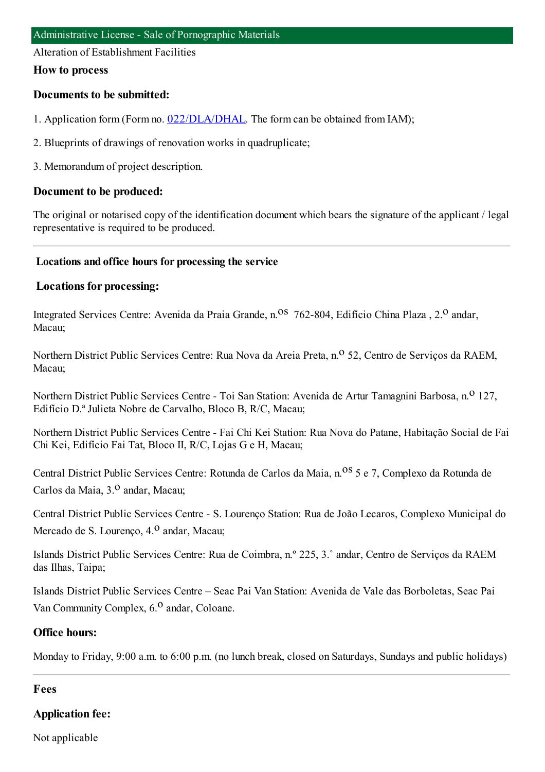# Administrative License - Sale of Pornographic Materials

Alteration of Establishment Facilities

## How to process

### Documents to be submitted:

1. Application form (Form no. 022/DLA/DHAL. The form can be obtained from IAM);
2. Blueprints of drawings of renovation works in quadruplicate;
3. Memorandum of project description.

### Document to be produced:

The original or notarised copy of the identification document which bears the signature of the applicant / legal representative is required to be produced.

---

## Locations and office hours for processing the service

### Locations for processing:

Integrated Services Centre: Avenida da Praia Grande, n.os 762-804, Edifício China Plaza , 2.o andar, Macau;

Northern District Public Services Centre: Rua Nova da Areia Preta, n.o 52, Centro de Serviços da RAEM, Macau;

Northern District Public Services Centre - Toi San Station: Avenida de Artur Tamagnini Barbosa, n.o 127, Edifício D.ª Julieta Nobre de Carvalho, Bloco B, R/C, Macau;

Northern District Public Services Centre - Fai Chi Kei Station: Rua Nova do Patane, Habitação Social de Fai Chi Kei, Edifício Fai Tat, Bloco II, R/C, Lojas G e H, Macau;

Central District Public Services Centre: Rotunda de Carlos da Maia, n.os 5 e 7, Complexo da Rotunda de Carlos da Maia, 3.o andar, Macau;

Central District Public Services Centre - S. Lourenço Station: Rua de João Lecaros, Complexo Municipal do Mercado de S. Lourenço, 4.o andar, Macau;

Islands District Public Services Centre: Rua de Coimbra, n.º 225, 3.˚ andar, Centro de Serviços da RAEM das Ilhas, Taipa;

Islands District Public Services Centre – Seac Pai Van Station: Avenida de Vale das Borboletas, Seac Pai Van Community Complex, 6.o andar, Coloane.

### Office hours:

Monday to Friday, 9:00 a.m. to 6:00 p.m. (no lunch break, closed on Saturdays, Sundays and public holidays)

---

## Fees

### Application fee:

Not applicable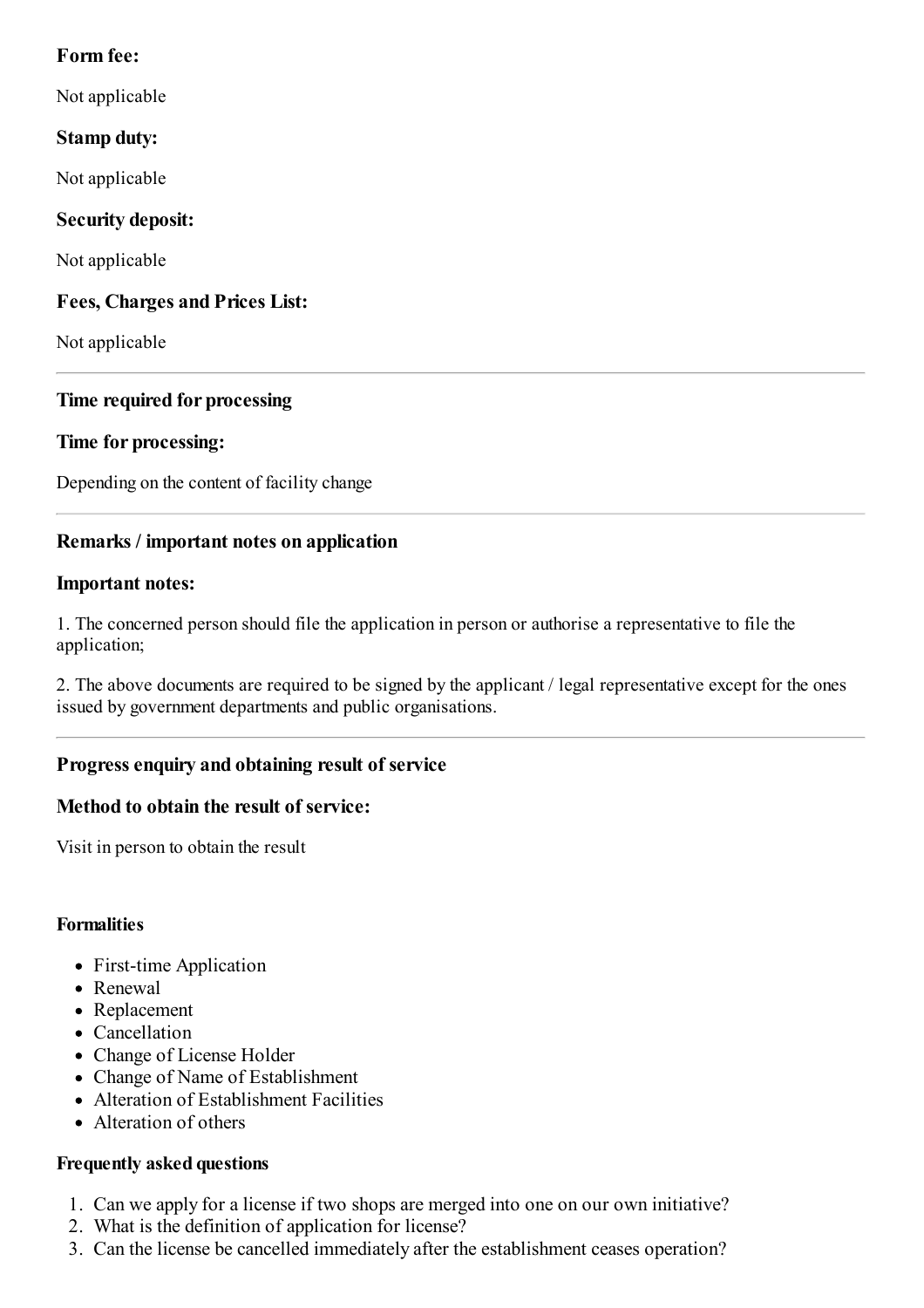### Form fee:

Not applicable

### Stamp duty:

Not applicable

### Security deposit:

Not applicable

### Fees, Charges and Prices List:

Not applicable

---

### Time required for processing

### Time for processing:

Depending on the content of facility change

---

### Remarks / important notes on application

### Important notes:

1. The concerned person should file the application in person or authorise a representative to file the application;

2. The above documents are required to be signed by the applicant / legal representative except for the ones issued by government departments and public organisations.

---

### Progress enquiry and obtaining result of service

### Method to obtain the result of service:

Visit in person to obtain the result

#### Formalities

- First-time Application
- Renewal
- Replacement
- Cancellation
- Change of License Holder
- Change of Name of Establishment
- Alteration of Establishment Facilities
- Alteration of others

#### Frequently asked questions

1. Can we apply for a license if two shops are merged into one on our own initiative?
2. What is the definition of application for license?
3. Can the license be cancelled immediately after the establishment ceases operation?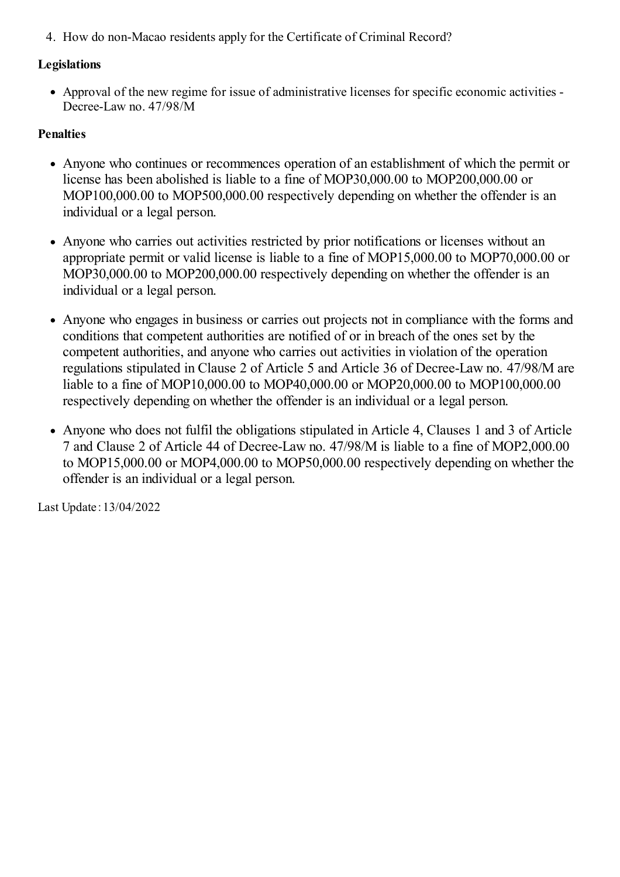4. How do non-Macao residents apply for the Certificate of Criminal Record?

**Legislations**

- Approval of the new regime for issue of administrative licenses for specific economic activities - Decree-Law no. 47/98/M

**Penalties**

- Anyone who continues or recommences operation of an establishment of which the permit or license has been abolished is liable to a fine of MOP30,000.00 to MOP200,000.00 or MOP100,000.00 to MOP500,000.00 respectively depending on whether the offender is an individual or a legal person.
- Anyone who carries out activities restricted by prior notifications or licenses without an appropriate permit or valid license is liable to a fine of MOP15,000.00 to MOP70,000.00 or MOP30,000.00 to MOP200,000.00 respectively depending on whether the offender is an individual or a legal person.
- Anyone who engages in business or carries out projects not in compliance with the forms and conditions that competent authorities are notified of or in breach of the ones set by the competent authorities, and anyone who carries out activities in violation of the operation regulations stipulated in Clause 2 of Article 5 and Article 36 of Decree-Law no. 47/98/M are liable to a fine of MOP10,000.00 to MOP40,000.00 or MOP20,000.00 to MOP100,000.00 respectively depending on whether the offender is an individual or a legal person.
- Anyone who does not fulfil the obligations stipulated in Article 4, Clauses 1 and 3 of Article 7 and Clause 2 of Article 44 of Decree-Law no. 47/98/M is liable to a fine of MOP2,000.00 to MOP15,000.00 or MOP4,000.00 to MOP50,000.00 respectively depending on whether the offender is an individual or a legal person.

Last Update: 13/04/2022